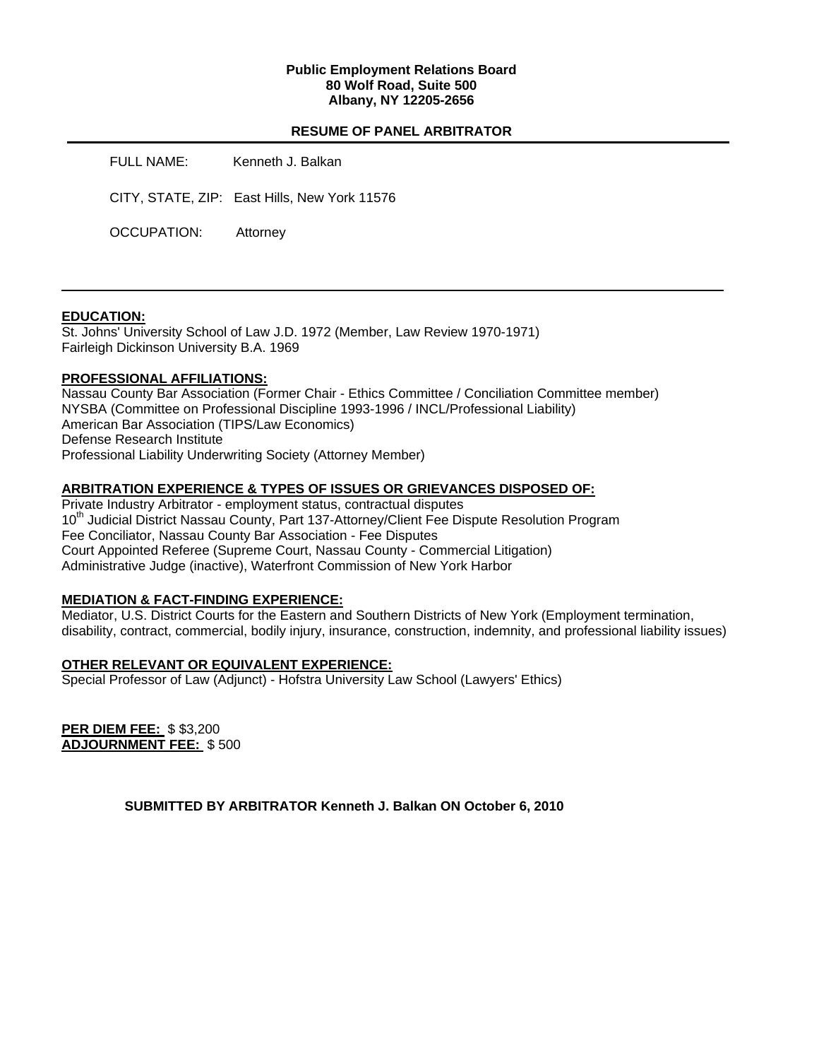**Public Employment Relations Board**
**80 Wolf Road, Suite 500**
**Albany, NY 12205-2656**

**RESUME OF PANEL ARBITRATOR**

FULL NAME: Kenneth J. Balkan

CITY, STATE, ZIP: East Hills, New York 11576

OCCUPATION: Attorney

---

**EDUCATION:**

St. Johns' University School of Law J.D. 1972 (Member, Law Review 1970-1971)
Fairleigh Dickinson University B.A. 1969

**PROFESSIONAL AFFILIATIONS:**

Nassau County Bar Association (Former Chair - Ethics Committee / Conciliation Committee member)
NYSBA (Committee on Professional Discipline 1993-1996 / INCL/Professional Liability)
American Bar Association (TIPS/Law Economics)
Defense Research Institute
Professional Liability Underwriting Society (Attorney Member)

**ARBITRATION EXPERIENCE & TYPES OF ISSUES OR GRIEVANCES DISPOSED OF:**

Private Industry Arbitrator - employment status, contractual disputes
10th Judicial District Nassau County, Part 137-Attorney/Client Fee Dispute Resolution Program
Fee Conciliator, Nassau County Bar Association - Fee Disputes
Court Appointed Referee (Supreme Court, Nassau County - Commercial Litigation)
Administrative Judge (inactive), Waterfront Commission of New York Harbor

**MEDIATION & FACT-FINDING EXPERIENCE:**

Mediator, U.S. District Courts for the Eastern and Southern Districts of New York (Employment termination, disability, contract, commercial, bodily injury, insurance, construction, indemnity, and professional liability issues)

**OTHER RELEVANT OR EQUIVALENT EXPERIENCE:**

Special Professor of Law (Adjunct) - Hofstra University Law School (Lawyers' Ethics)

**PER DIEM FEE:** $ $3,200
**ADJOURNMENT FEE:** $ 500

**SUBMITTED BY ARBITRATOR Kenneth J. Balkan ON October 6, 2010**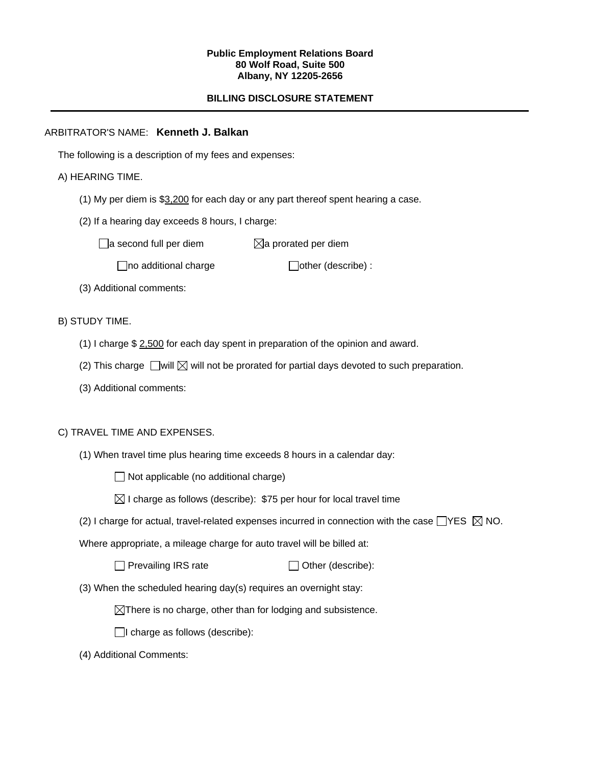**Public Employment Relations Board**
**80 Wolf Road, Suite 500**
**Albany, NY 12205-2656**

**BILLING DISCLOSURE STATEMENT**

---

ARBITRATOR'S NAME: **Kenneth J. Balkan**

The following is a description of my fees and expenses:

A) HEARING TIME.

(1) My per diem is $3,200 for each day or any part thereof spent hearing a case.

(2) If a hearing day exceeds 8 hours, I charge:

☐ a second full per diem ☒ a prorated per diem

☐ no additional charge ☐ other (describe) :

(3) Additional comments:

B) STUDY TIME.

(1) I charge $ 2,500 for each day spent in preparation of the opinion and award.

(2) This charge ☐ will ☒ will not be prorated for partial days devoted to such preparation.

(3) Additional comments:

C) TRAVEL TIME AND EXPENSES.

(1) When travel time plus hearing time exceeds 8 hours in a calendar day:

☐ Not applicable (no additional charge)

☒ I charge as follows (describe): $75 per hour for local travel time

(2) I charge for actual, travel-related expenses incurred in connection with the case ☐ YES ☒ NO.

Where appropriate, a mileage charge for auto travel will be billed at:

☐ Prevailing IRS rate ☐ Other (describe):

(3) When the scheduled hearing day(s) requires an overnight stay:

☒ There is no charge, other than for lodging and subsistence.

☐ I charge as follows (describe):

(4) Additional Comments: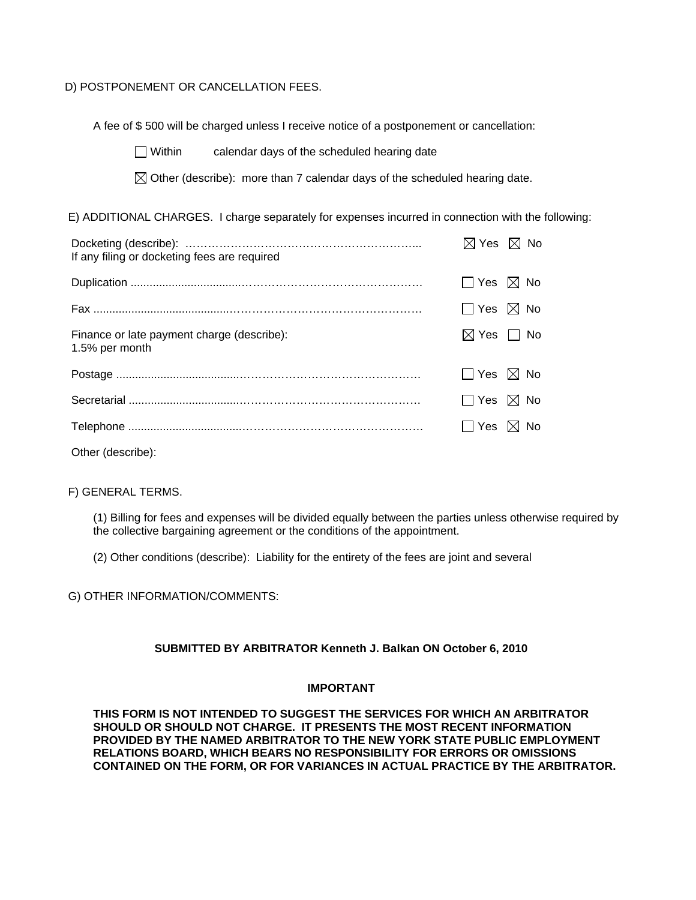D) POSTPONEMENT OR CANCELLATION FEES.

A fee of $ 500 will be charged unless I receive notice of a postponement or cancellation:

☐ Within calendar days of the scheduled hearing date

☒ Other (describe): more than 7 calendar days of the scheduled hearing date.

E) ADDITIONAL CHARGES. I charge separately for expenses incurred in connection with the following:

| | |
|---|---|
| Docketing (describe): ……………………………………………………... If any filing or docketing fees are required | ☒ Yes ☒ No |
| Duplication ................................………………………………………… | ☐ Yes ☒ No |
| Fax .......................................…………………………………………… | ☐ Yes ☒ No |
| Finance or late payment charge (describe): 1.5% per month | ☒ Yes ☐ No |
| Postage ...................................………………………………………… | ☐ Yes ☒ No |
| Secretarial ................................………………………………………… | ☐ Yes ☒ No |
| Telephone ................................………………………………………… | ☐ Yes ☒ No |

Other (describe):

F) GENERAL TERMS.

(1) Billing for fees and expenses will be divided equally between the parties unless otherwise required by the collective bargaining agreement or the conditions of the appointment.

(2) Other conditions (describe): Liability for the entirety of the fees are joint and several

G) OTHER INFORMATION/COMMENTS:

**SUBMITTED BY ARBITRATOR Kenneth J. Balkan ON October 6, 2010**

**IMPORTANT**

**THIS FORM IS NOT INTENDED TO SUGGEST THE SERVICES FOR WHICH AN ARBITRATOR SHOULD OR SHOULD NOT CHARGE. IT PRESENTS THE MOST RECENT INFORMATION PROVIDED BY THE NAMED ARBITRATOR TO THE NEW YORK STATE PUBLIC EMPLOYMENT RELATIONS BOARD, WHICH BEARS NO RESPONSIBILITY FOR ERRORS OR OMISSIONS CONTAINED ON THE FORM, OR FOR VARIANCES IN ACTUAL PRACTICE BY THE ARBITRATOR.**